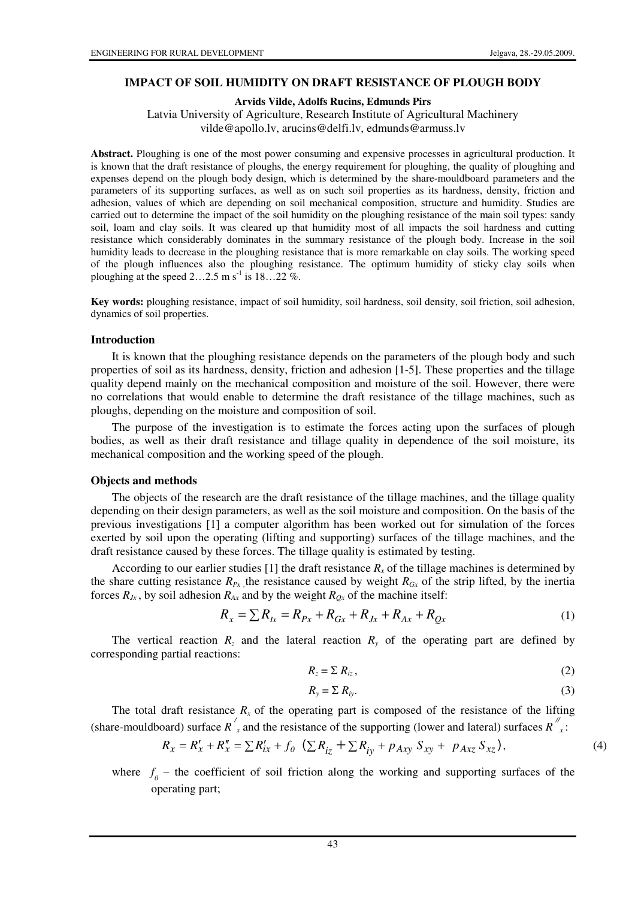# IMPACT OF SOIL HUMIDITY ON DRAFT RESISTANCE OF PLOUGH BODY

**Arvids Vilde, Adolfs Rucins, Edmunds Pirs**

Latvia University of Agriculture, Research Institute of Agricultural Machinery

vilde@apollo.lv, arucins@delfi.lv, edmunds@armuss.lv

**Abstract.** Ploughing is one of the most power consuming and expensive processes in agricultural production. It is known that the draft resistance of ploughs, the energy requirement for ploughing, the quality of ploughing and expenses depend on the plough body design, which is determined by the share-mouldboard parameters and the parameters of its supporting surfaces, as well as on such soil properties as its hardness, density, friction and adhesion, values of which are depending on soil mechanical composition, structure and humidity. Studies are carried out to determine the impact of the soil humidity on the ploughing resistance of the main soil types: sandy soil, loam and clay soils. It was cleared up that humidity most of all impacts the soil hardness and cutting resistance which considerably dominates in the summary resistance of the plough body. Increase in the soil humidity leads to decrease in the ploughing resistance that is more remarkable on clay soils. The working speed of the plough influences also the ploughing resistance. The optimum humidity of sticky clay soils when ploughing at the speed 2…2.5 m s$^{-1}$ is 18…22 %.

**Key words:** ploughing resistance, impact of soil humidity, soil hardness, soil density, soil friction, soil adhesion, dynamics of soil properties.

## Introduction

It is known that the ploughing resistance depends on the parameters of the plough body and such properties of soil as its hardness, density, friction and adhesion [1-5]. These properties and the tillage quality depend mainly on the mechanical composition and moisture of the soil. However, there were no correlations that would enable to determine the draft resistance of the tillage machines, such as ploughs, depending on the moisture and composition of soil.

The purpose of the investigation is to estimate the forces acting upon the surfaces of plough bodies, as well as their draft resistance and tillage quality in dependence of the soil moisture, its mechanical composition and the working speed of the plough.

## Objects and methods

The objects of the research are the draft resistance of the tillage machines, and the tillage quality depending on their design parameters, as well as the soil moisture and composition. On the basis of the previous investigations [1] a computer algorithm has been worked out for simulation of the forces exerted by soil upon the operating (lifting and supporting) surfaces of the tillage machines, and the draft resistance caused by these forces. The tillage quality is estimated by testing.

According to our earlier studies [1] the draft resistance $R_x$ of the tillage machines is determined by the share cutting resistance $R_{Px}$, the resistance caused by weight $R_{Gx}$ of the strip lifted, by the inertia forces $R_{Jx}$, by soil adhesion $R_{Ax}$ and by the weight $R_{Qx}$ of the machine itself:

$$R_x = \sum R_{Ix} = R_{Px} + R_{Gx} + R_{Jx} + R_{Ax} + R_{Qx} \tag{1}$$

The vertical reaction $R_z$ and the lateral reaction $R_y$ of the operating part are defined by corresponding partial reactions:

$$R_z = \Sigma R_{iz}, \tag{2}$$

$$R_y = \Sigma R_{iy}. \tag{3}$$

The total draft resistance $R_x$ of the operating part is composed of the resistance of the lifting (share-mouldboard) surface $R^{\prime}_x$ and the resistance of the supporting (lower and lateral) surfaces $R^{\prime\prime}_x$:

$$R_x = R'_x + R''_x = \sum R'_{ix} + f_0 \left(\sum R_{iz} + \sum R_{iy} + p_{Axy} S_{xy} + p_{Axz} S_{xz}\right), \tag{4}$$

where $f_0$ – the coefficient of soil friction along the working and supporting surfaces of the operating part;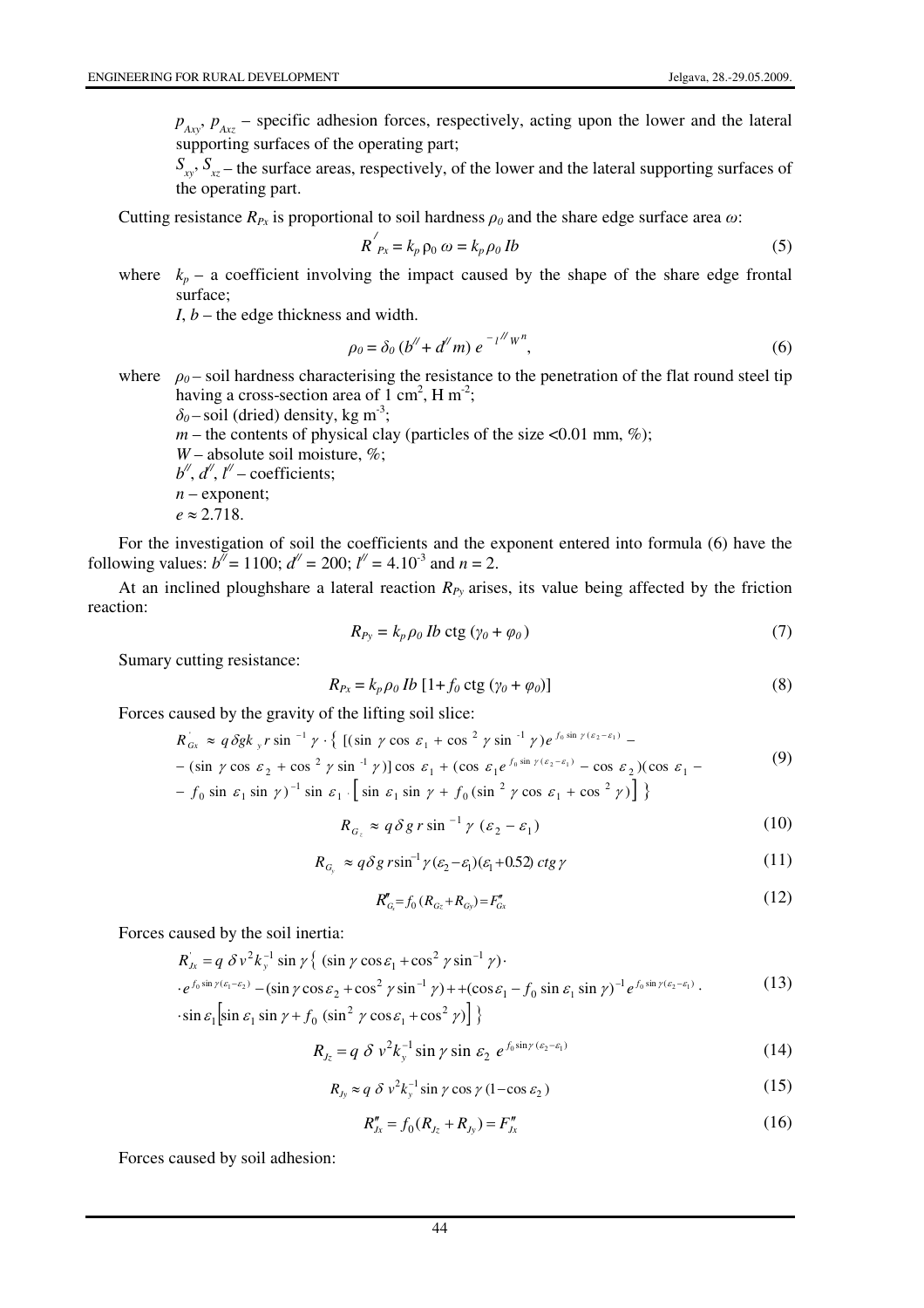$p_{Axy}$, $p_{Axz}$ – specific adhesion forces, respectively, acting upon the lower and the lateral supporting surfaces of the operating part;

$S_{xy}$, $S_{xz}$ – the surface areas, respectively, of the lower and the lateral supporting surfaces of the operating part.

Cutting resistance $R_{Px}$ is proportional to soil hardness $\rho_0$ and the share edge surface area $\omega$:

$$R'_{Px} = k_p \rho_0 \omega = k_p \rho_0 Ib \tag{5}$$

where $k_p$ – a coefficient involving the impact caused by the shape of the share edge frontal surface;

$I$, $b$ – the edge thickness and width.

$$\rho_0 = \delta_0 (b'' + d'' m) e^{-l'' W^n}, \tag{6}$$

where $\rho_0$ – soil hardness characterising the resistance to the penetration of the flat round steel tip having a cross-section area of 1 cm$^2$, H m$^{-2}$;

$\delta_0$ – soil (dried) density, kg m$^{-3}$;

$m$ – the contents of physical clay (particles of the size <0.01 mm, %);

$W$ – absolute soil moisture, %;

$b''$, $d''$, $l''$ – coefficients;

$n$ – exponent;

$e \approx 2.718$.

For the investigation of soil the coefficients and the exponent entered into formula (6) have the following values: $b'' = 1100$; $d'' = 200$; $l'' = 4.10^{-3}$ and $n = 2$.

At an inclined ploughshare a lateral reaction $R_{Py}$ arises, its value being affected by the friction reaction:

$$R_{Py} = k_p \rho_0 Ib \operatorname{ctg} (\gamma_0 + \varphi_0) \tag{7}$$

Sumary cutting resistance:

$$R_{Px} = k_p \rho_0 Ib \left[1 + f_0 \operatorname{ctg} (\gamma_0 + \varphi_0)\right] \tag{8}$$

Forces caused by the gravity of the lifting soil slice:

$$\begin{aligned} R'_{Gx} \approx\ & q \delta g k_y r \sin^{-1} \gamma \cdot \{ [(\sin \gamma \cos \varepsilon_1 + \cos^2 \gamma \sin^{-1} \gamma) e^{f_0 \sin \gamma (\varepsilon_2 - \varepsilon_1)} - \\ & - (\sin \gamma \cos \varepsilon_2 + \cos^2 \gamma \sin^{-1} \gamma)] \cos \varepsilon_1 + (\cos \varepsilon_1 e^{f_0 \sin \gamma (\varepsilon_2 - \varepsilon_1)} - \cos \varepsilon_2)(\cos \varepsilon_1 - \\ & - f_0 \sin \varepsilon_1 \sin \gamma)^{-1} \sin \varepsilon_1 \cdot \left[ \sin \varepsilon_1 \sin \gamma + f_0 (\sin^2 \gamma \cos \varepsilon_1 + \cos^2 \gamma)\right] \} \end{aligned} \tag{9}$$

$$R_{G_z} \approx q \delta g r \sin^{-1} \gamma (\varepsilon_2 - \varepsilon_1) \tag{10}$$

$$R_{G_y} \approx q \delta g r \sin^{-1} \gamma (\varepsilon_2 - \varepsilon_1)(\varepsilon_1 + 0.52) \operatorname{ctg} \gamma \tag{11}$$

$$R''_{G_x} = f_0 (R_{Gz} + R_{Gy}) = F''_{Gx} \tag{12}$$

Forces caused by the soil inertia:

$$\begin{aligned} R'_{Jx} = q \delta v^2 k_y^{-1} \sin \gamma \{ & (\sin \gamma \cos \varepsilon_1 + \cos^2 \gamma \sin^{-1} \gamma) \cdot \\ & \cdot e^{f_0 \sin \gamma (\varepsilon_1 - \varepsilon_2)} - (\sin \gamma \cos \varepsilon_2 + \cos^2 \gamma \sin^{-1} \gamma) + (\cos \varepsilon_1 - f_0 \sin \varepsilon_1 \sin \gamma)^{-1} e^{f_0 \sin \gamma (\varepsilon_2 - \varepsilon_1)} \cdot \\ & \cdot \sin \varepsilon_1 \left[\sin \varepsilon_1 \sin \gamma + f_0 (\sin^2 \gamma \cos \varepsilon_1 + \cos^2 \gamma)\right] \} \end{aligned} \tag{13}$$

$$R_{Jz} = q \delta v^2 k_y^{-1} \sin \gamma \sin \varepsilon_2 e^{f_0 \sin \gamma (\varepsilon_2 - \varepsilon_1)} \tag{14}$$

$$R_{Jy} \approx q \delta v^2 k_y^{-1} \sin \gamma \cos \gamma (1 - \cos \varepsilon_2) \tag{15}$$

$$R''_{Jx} = f_0 (R_{Jz} + R_{Jy}) = F''_{Jx} \tag{16}$$

Forces caused by soil adhesion: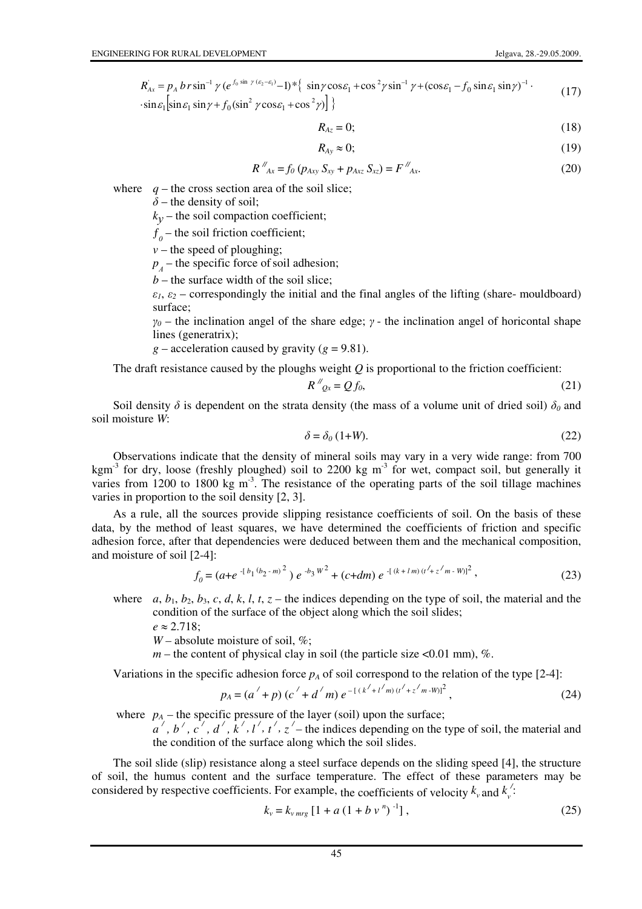$$R'_{Ax} = p_A \, b \, r \sin^{-1}\gamma \, (e^{f_0 \sin\gamma(\varepsilon_2 - \varepsilon_1)} - 1) * \{ \sin\gamma\cos\varepsilon_1 + \cos^2\gamma\sin^{-1}\gamma + (\cos\varepsilon_1 - f_0\sin\varepsilon_1\sin\gamma)^{-1} \cdot \sin\varepsilon_1 [\sin\varepsilon_1\sin\gamma + f_0(\sin^2\gamma\cos\varepsilon_1 + \cos^2\gamma)] \} \tag{17}$$

$$R_{Az} = 0; \tag{18}$$

$$R_{Ay} \approx 0; \tag{19}$$

$$R''_{Ax} = f_0 \, (p_{Axy} \, S_{xy} + p_{Axz} \, S_{xz}) = F''_{Ax}. \tag{20}$$

where $q$ – the cross section area of the soil slice;
$\delta$ – the density of soil;
$k_y$ – the soil compaction coefficient;
$f_0$ – the soil friction coefficient;
$v$ – the speed of ploughing;
$p_A$ – the specific force of soil adhesion;
$b$ – the surface width of the soil slice;
$\varepsilon_1$, $\varepsilon_2$ – correspondingly the initial and the final angles of the lifting (share- mouldboard) surface;
$\gamma_0$ – the inclination angel of the share edge; $\gamma$ - the inclination angel of horicontal shape lines (generatrix);
$g$ – acceleration caused by gravity ($g$ = 9.81).

The draft resistance caused by the ploughs weight $Q$ is proportional to the friction coefficient:

$$R''_{Qx} = Q \, f_0, \tag{21}$$

Soil density $\delta$ is dependent on the strata density (the mass of a volume unit of dried soil) $\delta_0$ and soil moisture $W$:

$$\delta = \delta_0 \, (1+W). \tag{22}$$

Observations indicate that the density of mineral soils may vary in a very wide range: from 700 kgm$^{-3}$ for dry, loose (freshly ploughed) soil to 2200 kg m$^{-3}$ for wet, compact soil, but generally it varies from 1200 to 1800 kg m$^{-3}$. The resistance of the operating parts of the soil tillage machines varies in proportion to the soil density [2, 3].

As a rule, all the sources provide slipping resistance coefficients of soil. On the basis of these data, by the method of least squares, we have determined the coefficients of friction and specific adhesion force, after that dependencies were deduced between them and the mechanical composition, and moisture of soil [2-4]:

$$f_0 = (a + e^{-[b_1(b_2 - m)^2}) \, e^{-b_3 W^2} + (c + dm) \, e^{-[(k + l\,m)(t' + z' m - W)]^2}, \tag{23}$$

where $a$, $b_1$, $b_2$, $b_3$, $c$, $d$, $k$, $l$, $t$, $z$ – the indices depending on the type of soil, the material and the condition of the surface of the object along which the soil slides;
$e \approx 2.718$;
$W$ – absolute moisture of soil, %;
$m$ – the content of physical clay in soil (the particle size <0.01 mm), %.

Variations in the specific adhesion force $p_A$ of soil correspond to the relation of the type [2-4]:

$$p_A = (a' + p) \, (c' + d' m) \, e^{-[(k' + l' m)(t' + z' m - W)]^2}, \tag{24}$$

where $p_A$ – the specific pressure of the layer (soil) upon the surface;
$a'$, $b'$, $c'$, $d'$, $k'$, $l'$, $t'$, $z'$ – the indices depending on the type of soil, the material and the condition of the surface along which the soil slides.

The soil slide (slip) resistance along a steel surface depends on the sliding speed [4], the structure of soil, the humus content and the surface temperature. The effect of these parameters may be considered by respective coefficients. For example, the coefficients of velocity $k_v$ and $k'_v$:

$$k_v = k_{v\,mrg} \, [1 + a \, (1 + b \, v^n)^{-1}], \tag{25}$$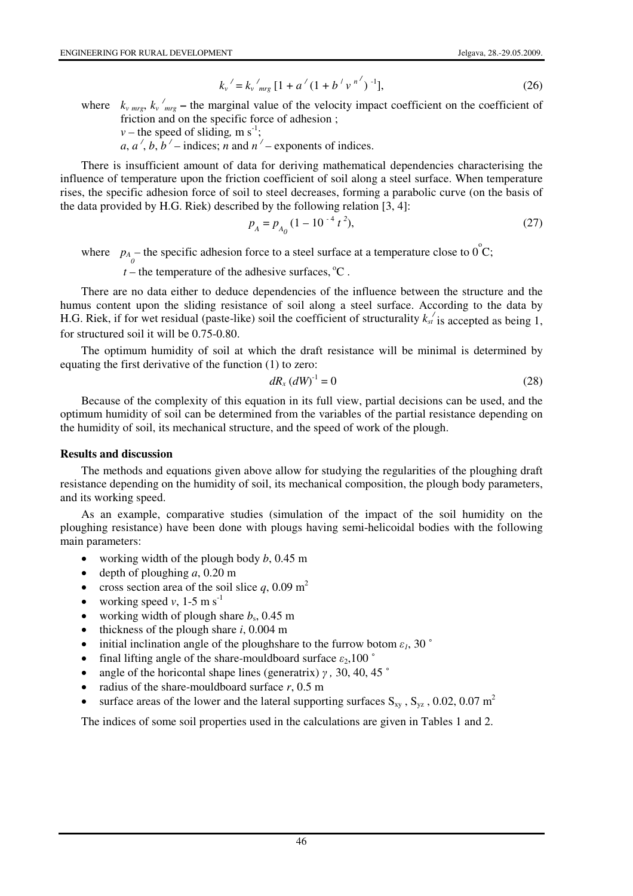$$k_v^{\prime} = k_v^{\prime}{}_{mrg} \, [1 + a^{\prime} \, (1 + b^{\prime} \, v^{\, n^{\prime}})^{-1}], \tag{26}$$

where $k_{v\,mrg}$, $k_v^{\prime}{}_{mrg}$ **–** the marginal value of the velocity impact coefficient on the coefficient of friction and on the specific force of adhesion ;

$v$ – the speed of sliding*,* m s$^{-1}$;

$a$, $a^{\prime}$, $b$, $b^{\prime}$ – indices; $n$ and $n^{\prime}$ – exponents of indices.

There is insufficient amount of data for deriving mathematical dependencies characterising the influence of temperature upon the friction coefficient of soil along a steel surface. When temperature rises, the specific adhesion force of soil to steel decreases, forming a parabolic curve (on the basis of the data provided by H.G. Riek) described by the following relation [3, 4]:

$$p_A = p_{A_0} \, (1 - 10^{-4} \, t^{\, 2}), \tag{27}$$

where $p_{A_0}$ – the specific adhesion force to a steel surface at a temperature close to $0^{\circ}$C;

$t$ – the temperature of the adhesive surfaces, $^{\circ}$C .

There are no data either to deduce dependencies of the influence between the structure and the humus content upon the sliding resistance of soil along a steel surface. According to the data by H.G. Riek, if for wet residual (paste-like) soil the coefficient of structurality $k_{st}^{\prime}$ is accepted as being 1, for structured soil it will be 0.75-0.80.

The optimum humidity of soil at which the draft resistance will be minimal is determined by equating the first derivative of the function (1) to zero:

$$dR_x \, (dW)^{-1} = 0 \tag{28}$$

Because of the complexity of this equation in its full view, partial decisions can be used, and the optimum humidity of soil can be determined from the variables of the partial resistance depending on the humidity of soil, its mechanical structure, and the speed of work of the plough.

## Results and discussion

The methods and equations given above allow for studying the regularities of the ploughing draft resistance depending on the humidity of soil, its mechanical composition, the plough body parameters, and its working speed.

As an example, comparative studies (simulation of the impact of the soil humidity on the ploughing resistance) have been done with plougs having semi-helicoidal bodies with the following main parameters:

- working width of the plough body $b$, 0.45 m
- depth of ploughing $a$, 0.20 m
- cross section area of the soil slice $q$, 0.09 m$^2$
- working speed $v$, 1-5 m s$^{-1}$
- working width of plough share $b_s$, 0.45 m
- thickness of the plough share $i$, 0.004 m
- initial inclination angle of the ploughshare to the furrow botom $\varepsilon_1$, 30 $^{\circ}$
- final lifting angle of the share-mouldboard surface $\varepsilon_2$,100 $^{\circ}$
- angle of the horicontal shape lines (generatrix) $\gamma$ *,* 30, 40, 45 $^{\circ}$
- radius of the share-mouldboard surface $r$, 0.5 m
- surface areas of the lower and the lateral supporting surfaces $S_{xy}$ , $S_{yz}$ , 0.02, 0.07 m$^2$

The indices of some soil properties used in the calculations are given in Tables 1 and 2.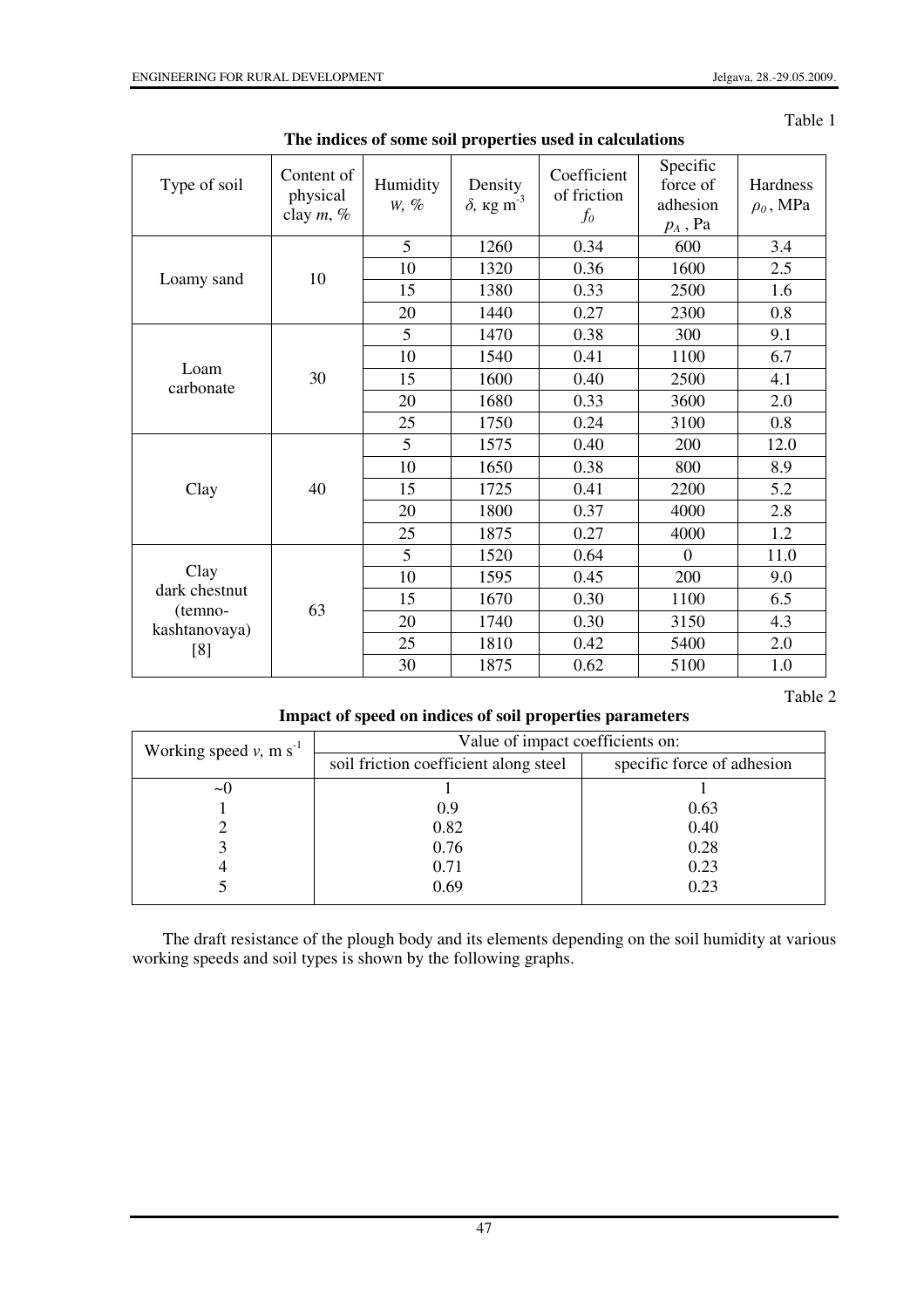Table 1

**The indices of some soil properties used in calculations**

| Type of soil | Content of physical clay $m$, % | Humidity $W$, % | Density $\delta$, кg m$^{-3}$ | Coefficient of friction $f_0$ | Specific force of adhesion $p_A$, Pa | Hardness $\rho_0$, MPa |
|---|---|---|---|---|---|---|
| Loamy sand | 10 | 5 | 1260 | 0.34 | 600 | 3.4 |
| | | 10 | 1320 | 0.36 | 1600 | 2.5 |
| | | 15 | 1380 | 0.33 | 2500 | 1.6 |
| | | 20 | 1440 | 0.27 | 2300 | 0.8 |
| Loam carbonate | 30 | 5 | 1470 | 0.38 | 300 | 9.1 |
| | | 10 | 1540 | 0.41 | 1100 | 6.7 |
| | | 15 | 1600 | 0.40 | 2500 | 4.1 |
| | | 20 | 1680 | 0.33 | 3600 | 2.0 |
| | | 25 | 1750 | 0.24 | 3100 | 0.8 |
| Clay | 40 | 5 | 1575 | 0.40 | 200 | 12.0 |
| | | 10 | 1650 | 0.38 | 800 | 8.9 |
| | | 15 | 1725 | 0.41 | 2200 | 5.2 |
| | | 20 | 1800 | 0.37 | 4000 | 2.8 |
| | | 25 | 1875 | 0.27 | 4000 | 1.2 |
| Clay dark chestnut (temno-kashtanovaya) [8] | 63 | 5 | 1520 | 0.64 | 0 | 11.0 |
| | | 10 | 1595 | 0.45 | 200 | 9.0 |
| | | 15 | 1670 | 0.30 | 1100 | 6.5 |
| | | 20 | 1740 | 0.30 | 3150 | 4.3 |
| | | 25 | 1810 | 0.42 | 5400 | 2.0 |
| | | 30 | 1875 | 0.62 | 5100 | 1.0 |

Table 2

**Impact of speed on indices of soil properties parameters**

| Working speed $v$, m s$^{-1}$ | Value of impact coefficients on: | |
|---|---|---|
| | soil friction coefficient along steel | specific force of adhesion |
| ~0 | 1 | 1 |
| 1 | 0.9 | 0.63 |
| 2 | 0.82 | 0.40 |
| 3 | 0.76 | 0.28 |
| 4 | 0.71 | 0.23 |
| 5 | 0.69 | 0.23 |

The draft resistance of the plough body and its elements depending on the soil humidity at various working speeds and soil types is shown by the following graphs.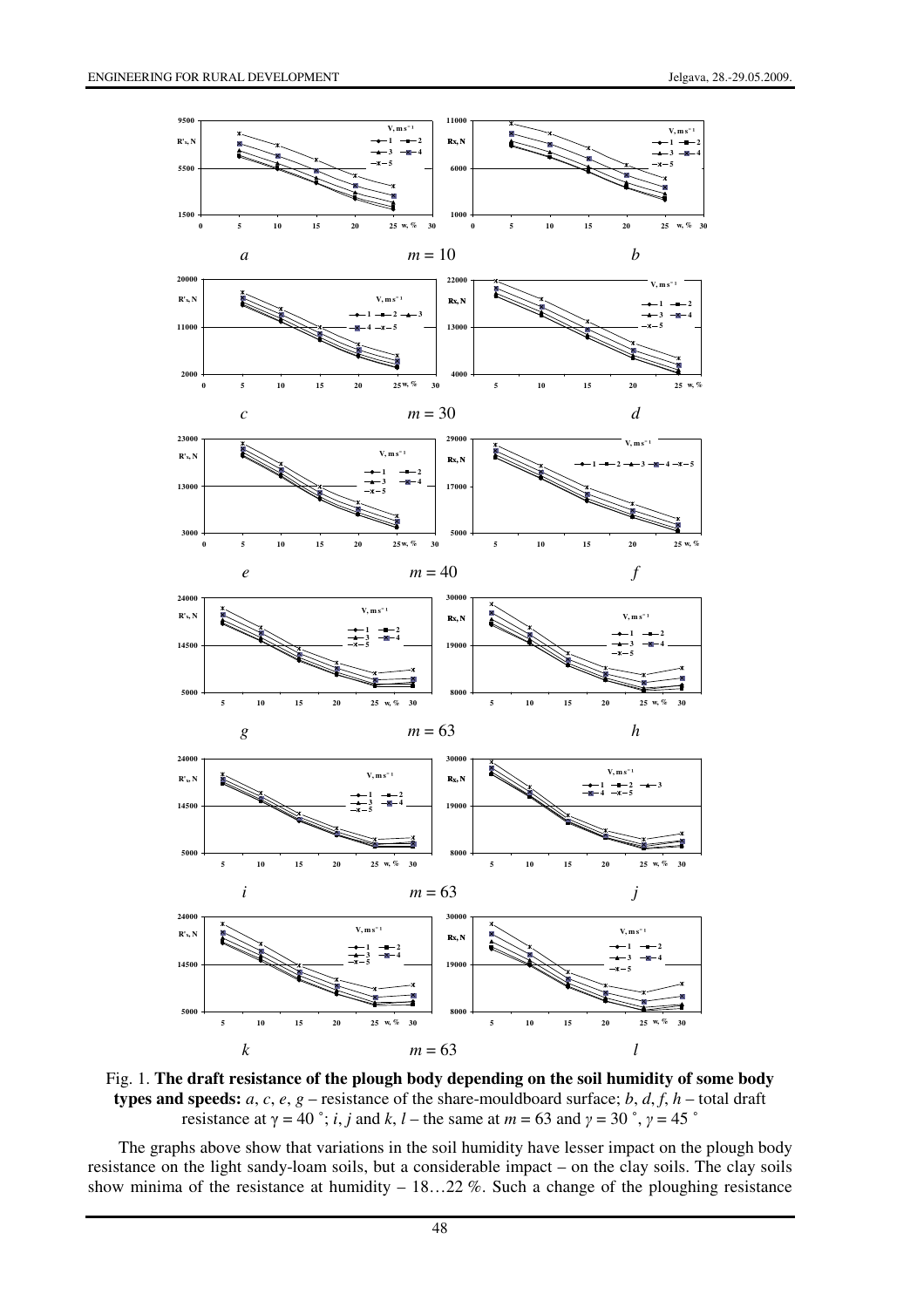Fig. 1. **The draft resistance of the plough body depending on the soil humidity of some body types and speeds:** *a*, *c*, *e*, *g* – resistance of the share-mouldboard surface; *b*, *d*, *f*, *h* – total draft resistance at $\gamma = 40\,^{\circ}$; *i*, *j* and *k*, *l* – the same at $m = 63$ and $\gamma = 30\,^{\circ}$, $\gamma = 45\,^{\circ}$

The graphs above show that variations in the soil humidity have lesser impact on the plough body resistance on the light sandy-loam soils, but a considerable impact – on the clay soils. The clay soils show minima of the resistance at humidity – 18…22 %. Such a change of the ploughing resistance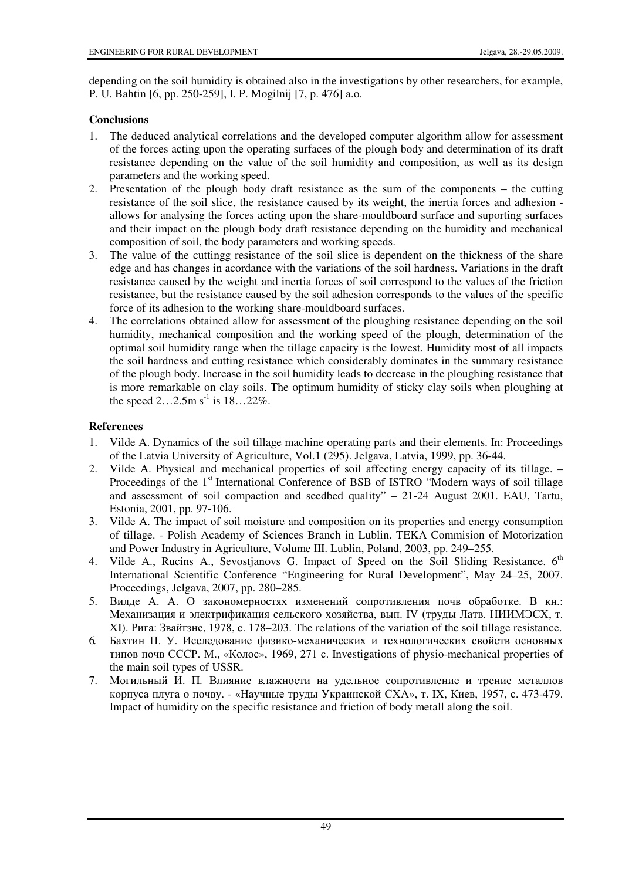depending on the soil humidity is obtained also in the investigations by other researchers, for example, P. U. Bahtin [6, pp. 250-259], I. P. Mogilnij [7, p. 476] a.o.

## Conclusions

1. The deduced analytical correlations and the developed computer algorithm allow for assessment of the forces acting upon the operating surfaces of the plough body and determination of its draft resistance depending on the value of the soil humidity and composition, as well as its design parameters and the working speed.
2. Presentation of the plough body draft resistance as the sum of the components – the cutting resistance of the soil slice, the resistance caused by its weight, the inertia forces and adhesion - allows for analysing the forces acting upon the share-mouldboard surface and suporting surfaces and their impact on the plough body draft resistance depending on the humidity and mechanical composition of soil, the body parameters and working speeds.
3. The value of the cuttingg resistance of the soil slice is dependent on the thickness of the share edge and has changes in acordance with the variations of the soil hardness. Variations in the draft resistance caused by the weight and inertia forces of soil correspond to the values of the friction resistance, but the resistance caused by the soil adhesion corresponds to the values of the specific force of its adhesion to the working share-mouldboard surfaces.
4. The correlations obtained allow for assessment of the ploughing resistance depending on the soil humidity, mechanical composition and the working speed of the plough, determination of the optimal soil humidity range when the tillage capacity is the lowest. Humidity most of all impacts the soil hardness and cutting resistance which considerably dominates in the summary resistance of the plough body. Increase in the soil humidity leads to decrease in the ploughing resistance that is more remarkable on clay soils. The optimum humidity of sticky clay soils when ploughing at the speed 2…2.5m $s^{-1}$ is 18…22%.

## References

1. Vilde A. Dynamics of the soil tillage machine operating parts and their elements. In: Proceedings of the Latvia University of Agriculture, Vol.1 (295). Jelgava, Latvia, 1999, pp. 36-44.
2. Vilde A. Physical and mechanical properties of soil affecting energy capacity of its tillage. – Proceedings of the 1st International Conference of BSB of ISTRO "Modern ways of soil tillage and assessment of soil compaction and seedbed quality" – 21-24 August 2001. EAU, Tartu, Estonia, 2001, pp. 97-106.
3. Vilde A. The impact of soil moisture and composition on its properties and energy consumption of tillage. - Polish Academy of Sciences Branch in Lublin. TEKA Commision of Motorization and Power Industry in Agriculture, Volume III. Lublin, Poland, 2003, pp. 249–255.
4. Vilde A., Rucins A., Sevostjanovs G. Impact of Speed on the Soil Sliding Resistance. 6th International Scientific Conference "Engineering for Rural Development", May 24–25, 2007. Proceedings, Jelgava, 2007, pp. 280–285.
5. Вилде А. А. О закономерностях изменений сопротивления почв обработке. В кн.: Механизация и электрификация сельского хозяйства, вып. IV (труды Латв. НИИМЭСХ, т. XI). Рига: Звайгзне, 1978, с. 178–203. The relations of the variation of the soil tillage resistance.
6. Бахтин П. У. Исследование физико-механических и технологических свойств основных типов почв СССР. М., «Колос», 1969, 271 с. Investigations of physio-mechanical properties of the main soil types of USSR.
7. Могильный И. П. Влияние влажности на удельное сопротивление и трение металлов корпуса плуга о почву. - «Научные труды Украинской СХА», т. IX, Киев, 1957, с. 473-479. Impact of humidity on the specific resistance and friction of body metall along the soil.